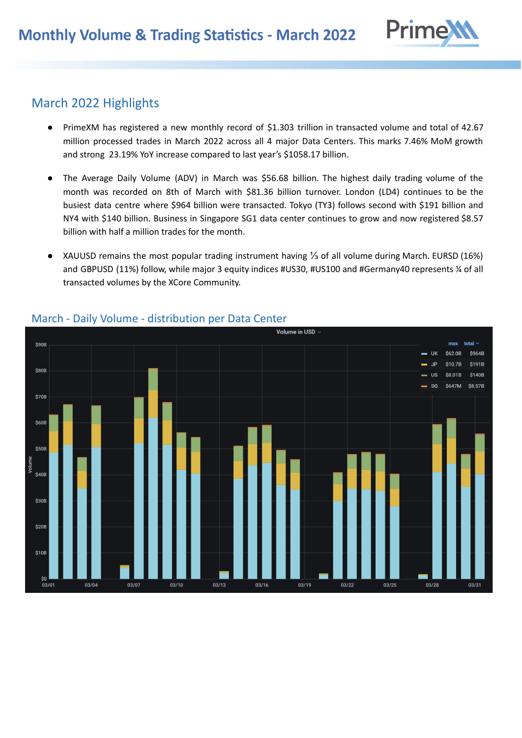# Monthly Volume & Trading Statistics - March 2022

## March 2022 Highlights

- PrimeXM has registered a new monthly record of $1.303 trillion in transacted volume and total of 42.67 million processed trades in March 2022 across all 4 major Data Centers. This marks 7.46% MoM growth and strong 23.19% YoY increase compared to last year's $1058.17 billion.
- The Average Daily Volume (ADV) in March was $56.68 billion. The highest daily trading volume of the month was recorded on 8th of March with $81.36 billion turnover. London (LD4) continues to be the busiest data centre where $964 billion were transacted. Tokyo (TY3) follows second with $191 billion and NY4 with $140 billion. Business in Singapore SG1 data center continues to grow and now registered $8.57 billion with half a million trades for the month.
- XAUUSD remains the most popular trading instrument having ⅓ of all volume during March. EURSD (16%) and GBPUSD (11%) follow, while major 3 equity indices #US30, #US100 and #Germany40 represents ¼ of all transacted volumes by the XCore Community.

## March - Daily Volume - distribution per Data Center

Volume in USD

| | max | total |
|---|---|---|
| UK | $62.0B | $964B |
| JP | $10.7B | $191B |
| US | $8.01B | $140B |
| SG | $647M | $8.57B |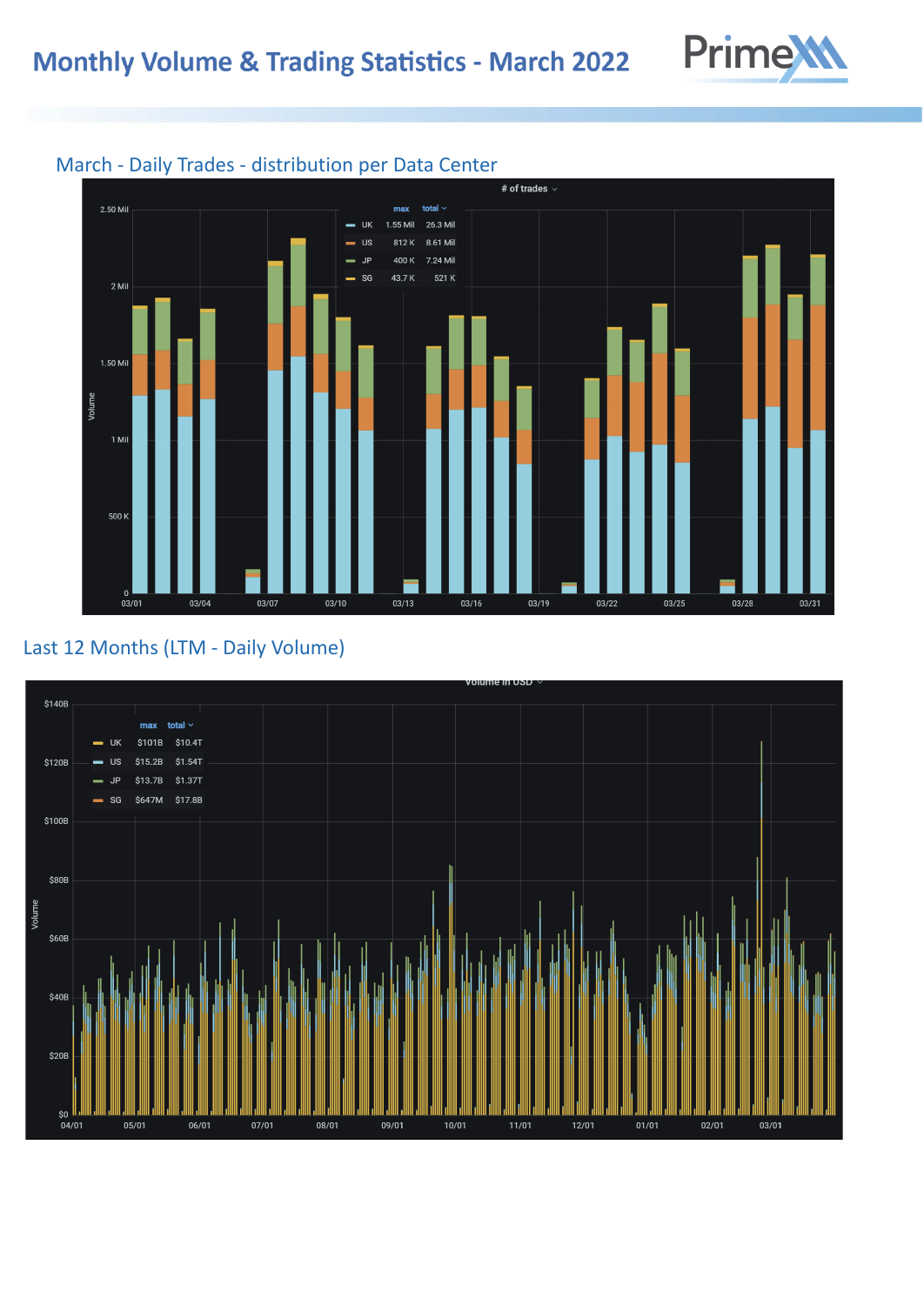# Monthly Volume & Trading Statistics - March 2022

## March - Daily Trades - distribution per Data Center

# of trades

| | max | total |
|---|---|---|
| UK | 1.55 Mil | 26.3 Mil |
| US | 812 K | 8.61 Mil |
| JP | 400 K | 7.24 Mil |
| SG | 43.7 K | 521 K |

## Last 12 Months (LTM - Daily Volume)

Volume in USD

| | max | total |
|---|---|---|
| UK | $101B | $10.4T |
| US | $15.2B | $1.54T |
| JP | $13.7B | $1.37T |
| SG | $647M | $17.8B |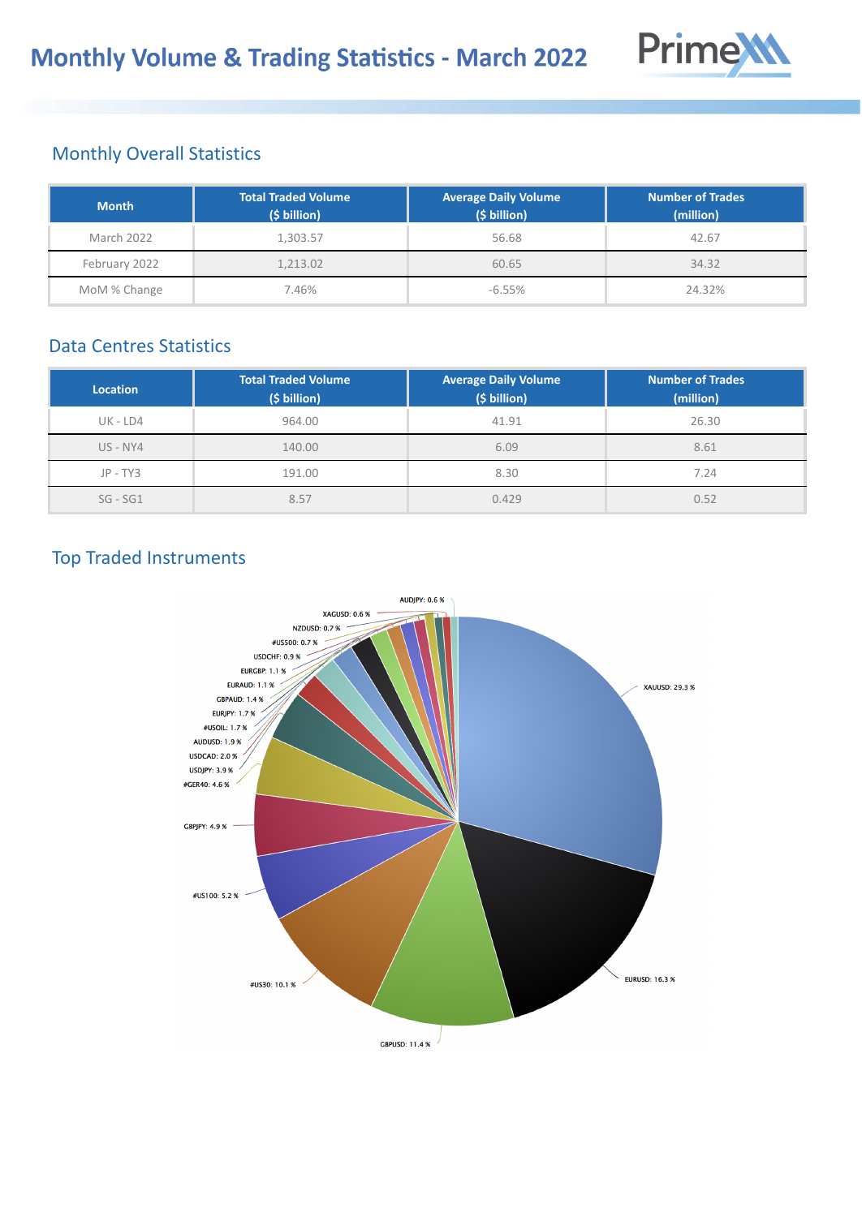# Monthly Volume & Trading Statistics - March 2022

## Monthly Overall Statistics

| Month | Total Traded Volume ($ billion) | Average Daily Volume ($ billion) | Number of Trades (million) |
|---|---|---|---|
| March 2022 | 1,303.57 | 56.68 | 42.67 |
| February 2022 | 1,213.02 | 60.65 | 34.32 |
| MoM % Change | 7.46% | -6.55% | 24.32% |

## Data Centres Statistics

| Location | Total Traded Volume ($ billion) | Average Daily Volume ($ billion) | Number of Trades (million) |
|---|---|---|---|
| UK - LD4 | 964.00 | 41.91 | 26.30 |
| US - NY4 | 140.00 | 6.09 | 8.61 |
| JP - TY3 | 191.00 | 8.30 | 7.24 |
| SG - SG1 | 8.57 | 0.429 | 0.52 |

## Top Traded Instruments

XAUUSD: 29.3 %
EURUSD: 16.3 %
GBPUSD: 11.4 %
#US30: 10.1 %
#US100: 5.2 %
GBPJPY: 4.9 %
#GER40: 4.6 %
USDJPY: 3.9 %
USDCAD: 2.0 %
AUDUSD: 1.9 %
#USOIL: 1.7 %
EURJPY: 1.7 %
GBPAUD: 1.4 %
EURAUD: 1.1 %
EURGBP: 1.1 %
USDCHF: 0.9 %
#US500: 0.7 %
NZDUSD: 0.7 %
XAGUSD: 0.6 %
AUDJPY: 0.6 %